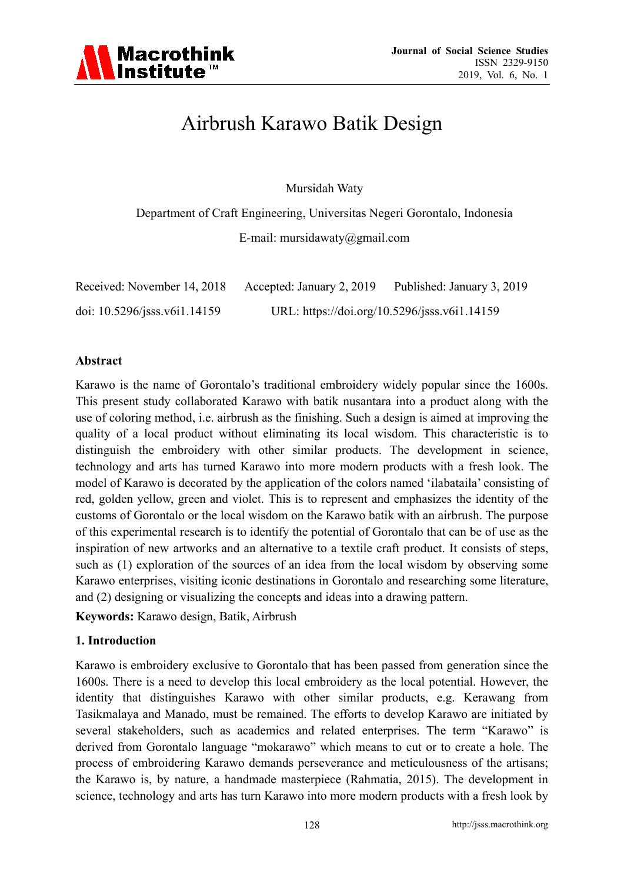# Airbrush Karawo Batik Design

Mursidah Waty

Department of Craft Engineering, Universitas Negeri Gorontalo, Indonesia

E-mail: mursidawaty@gmail.com

Received: November 14, 2018 Accepted: January 2, 2019 Published: January 3, 2019

doi: 10.5296/jsss.v6i1.14159 URL: https://doi.org/10.5296/jsss.v6i1.14159

## Abstract

Karawo is the name of Gorontalo's traditional embroidery widely popular since the 1600s. This present study collaborated Karawo with batik nusantara into a product along with the use of coloring method, i.e. airbrush as the finishing. Such a design is aimed at improving the quality of a local product without eliminating its local wisdom. This characteristic is to distinguish the embroidery with other similar products. The development in science, technology and arts has turned Karawo into more modern products with a fresh look. The model of Karawo is decorated by the application of the colors named 'ilabataila' consisting of red, golden yellow, green and violet. This is to represent and emphasizes the identity of the customs of Gorontalo or the local wisdom on the Karawo batik with an airbrush. The purpose of this experimental research is to identify the potential of Gorontalo that can be of use as the inspiration of new artworks and an alternative to a textile craft product. It consists of steps, such as (1) exploration of the sources of an idea from the local wisdom by observing some Karawo enterprises, visiting iconic destinations in Gorontalo and researching some literature, and (2) designing or visualizing the concepts and ideas into a drawing pattern.

**Keywords:** Karawo design, Batik, Airbrush

## 1. Introduction

Karawo is embroidery exclusive to Gorontalo that has been passed from generation since the 1600s. There is a need to develop this local embroidery as the local potential. However, the identity that distinguishes Karawo with other similar products, e.g. Kerawang from Tasikmalaya and Manado, must be remained. The efforts to develop Karawo are initiated by several stakeholders, such as academics and related enterprises. The term "Karawo" is derived from Gorontalo language "mokarawo" which means to cut or to create a hole. The process of embroidering Karawo demands perseverance and meticulousness of the artisans; the Karawo is, by nature, a handmade masterpiece (Rahmatia, 2015). The development in science, technology and arts has turn Karawo into more modern products with a fresh look by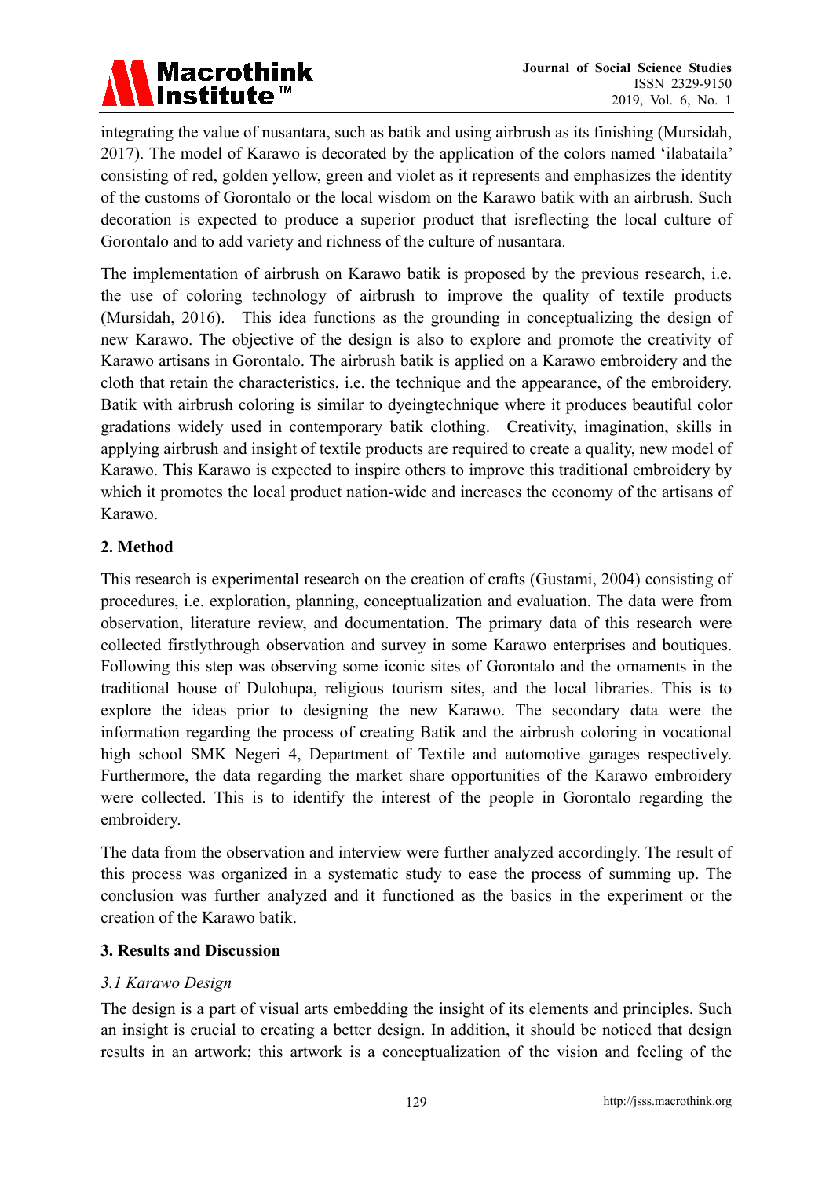integrating the value of nusantara, such as batik and using airbrush as its finishing (Mursidah, 2017). The model of Karawo is decorated by the application of the colors named 'ilabataila' consisting of red, golden yellow, green and violet as it represents and emphasizes the identity of the customs of Gorontalo or the local wisdom on the Karawo batik with an airbrush. Such decoration is expected to produce a superior product that isreflecting the local culture of Gorontalo and to add variety and richness of the culture of nusantara.

The implementation of airbrush on Karawo batik is proposed by the previous research, i.e. the use of coloring technology of airbrush to improve the quality of textile products (Mursidah, 2016). This idea functions as the grounding in conceptualizing the design of new Karawo. The objective of the design is also to explore and promote the creativity of Karawo artisans in Gorontalo. The airbrush batik is applied on a Karawo embroidery and the cloth that retain the characteristics, i.e. the technique and the appearance, of the embroidery. Batik with airbrush coloring is similar to dyeingtechnique where it produces beautiful color gradations widely used in contemporary batik clothing. Creativity, imagination, skills in applying airbrush and insight of textile products are required to create a quality, new model of Karawo. This Karawo is expected to inspire others to improve this traditional embroidery by which it promotes the local product nation-wide and increases the economy of the artisans of Karawo.

## 2. Method

This research is experimental research on the creation of crafts (Gustami, 2004) consisting of procedures, i.e. exploration, planning, conceptualization and evaluation. The data were from observation, literature review, and documentation. The primary data of this research were collected firstlythrough observation and survey in some Karawo enterprises and boutiques. Following this step was observing some iconic sites of Gorontalo and the ornaments in the traditional house of Dulohupa, religious tourism sites, and the local libraries. This is to explore the ideas prior to designing the new Karawo. The secondary data were the information regarding the process of creating Batik and the airbrush coloring in vocational high school SMK Negeri 4, Department of Textile and automotive garages respectively. Furthermore, the data regarding the market share opportunities of the Karawo embroidery were collected. This is to identify the interest of the people in Gorontalo regarding the embroidery.

The data from the observation and interview were further analyzed accordingly. The result of this process was organized in a systematic study to ease the process of summing up. The conclusion was further analyzed and it functioned as the basics in the experiment or the creation of the Karawo batik.

## 3. Results and Discussion

### *3.1 Karawo Design*

The design is a part of visual arts embedding the insight of its elements and principles. Such an insight is crucial to creating a better design. In addition, it should be noticed that design results in an artwork; this artwork is a conceptualization of the vision and feeling of the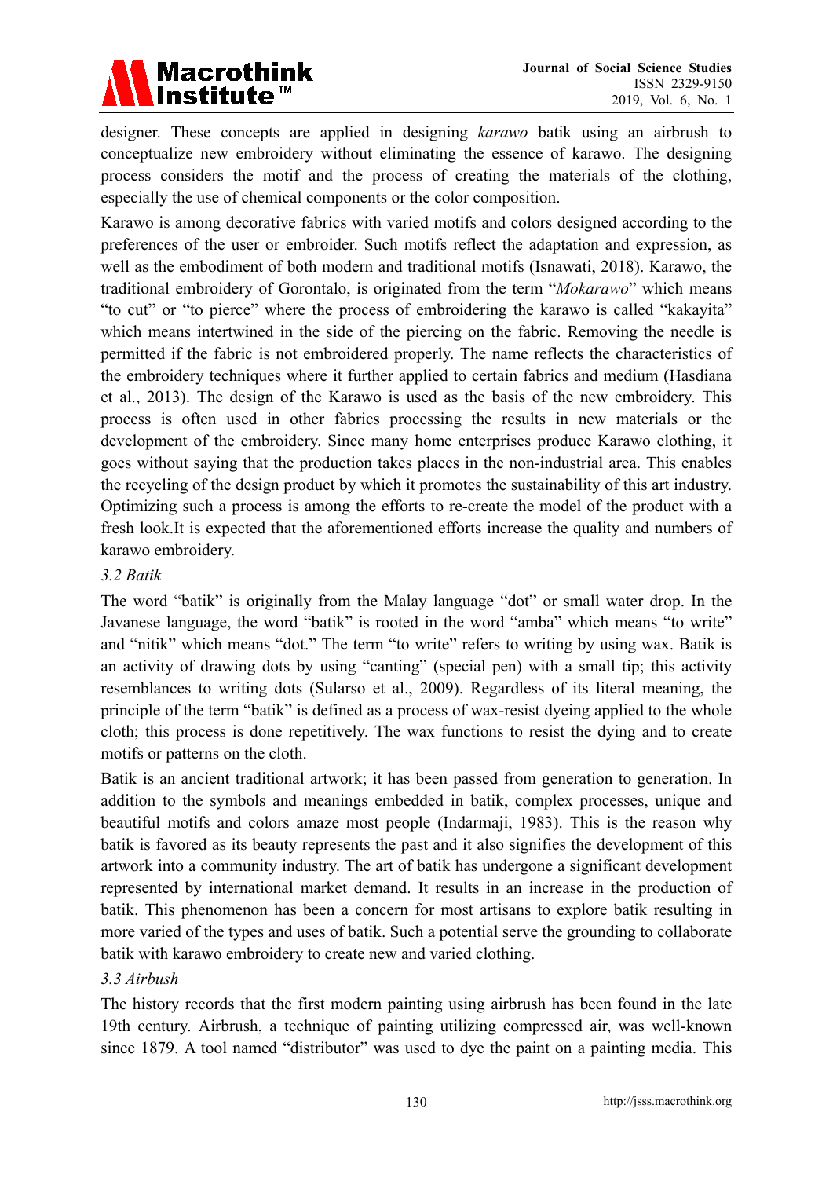designer. These concepts are applied in designing *karawo* batik using an airbrush to conceptualize new embroidery without eliminating the essence of karawo. The designing process considers the motif and the process of creating the materials of the clothing, especially the use of chemical components or the color composition.

Karawo is among decorative fabrics with varied motifs and colors designed according to the preferences of the user or embroider. Such motifs reflect the adaptation and expression, as well as the embodiment of both modern and traditional motifs (Isnawati, 2018). Karawo, the traditional embroidery of Gorontalo, is originated from the term "*Mokarawo*" which means "to cut" or "to pierce" where the process of embroidering the karawo is called "kakayita" which means intertwined in the side of the piercing on the fabric. Removing the needle is permitted if the fabric is not embroidered properly. The name reflects the characteristics of the embroidery techniques where it further applied to certain fabrics and medium (Hasdiana et al., 2013). The design of the Karawo is used as the basis of the new embroidery. This process is often used in other fabrics processing the results in new materials or the development of the embroidery. Since many home enterprises produce Karawo clothing, it goes without saying that the production takes places in the non-industrial area. This enables the recycling of the design product by which it promotes the sustainability of this art industry. Optimizing such a process is among the efforts to re-create the model of the product with a fresh look.It is expected that the aforementioned efforts increase the quality and numbers of karawo embroidery.

### *3.2 Batik*

The word "batik" is originally from the Malay language "dot" or small water drop. In the Javanese language, the word "batik" is rooted in the word "amba" which means "to write" and "nitik" which means "dot." The term "to write" refers to writing by using wax. Batik is an activity of drawing dots by using "canting" (special pen) with a small tip; this activity resemblances to writing dots (Sularso et al., 2009). Regardless of its literal meaning, the principle of the term "batik" is defined as a process of wax-resist dyeing applied to the whole cloth; this process is done repetitively. The wax functions to resist the dying and to create motifs or patterns on the cloth.

Batik is an ancient traditional artwork; it has been passed from generation to generation. In addition to the symbols and meanings embedded in batik, complex processes, unique and beautiful motifs and colors amaze most people (Indarmaji, 1983). This is the reason why batik is favored as its beauty represents the past and it also signifies the development of this artwork into a community industry. The art of batik has undergone a significant development represented by international market demand. It results in an increase in the production of batik. This phenomenon has been a concern for most artisans to explore batik resulting in more varied of the types and uses of batik. Such a potential serve the grounding to collaborate batik with karawo embroidery to create new and varied clothing.

### *3.3 Airbush*

The history records that the first modern painting using airbrush has been found in the late 19th century. Airbrush, a technique of painting utilizing compressed air, was well-known since 1879. A tool named "distributor" was used to dye the paint on a painting media. This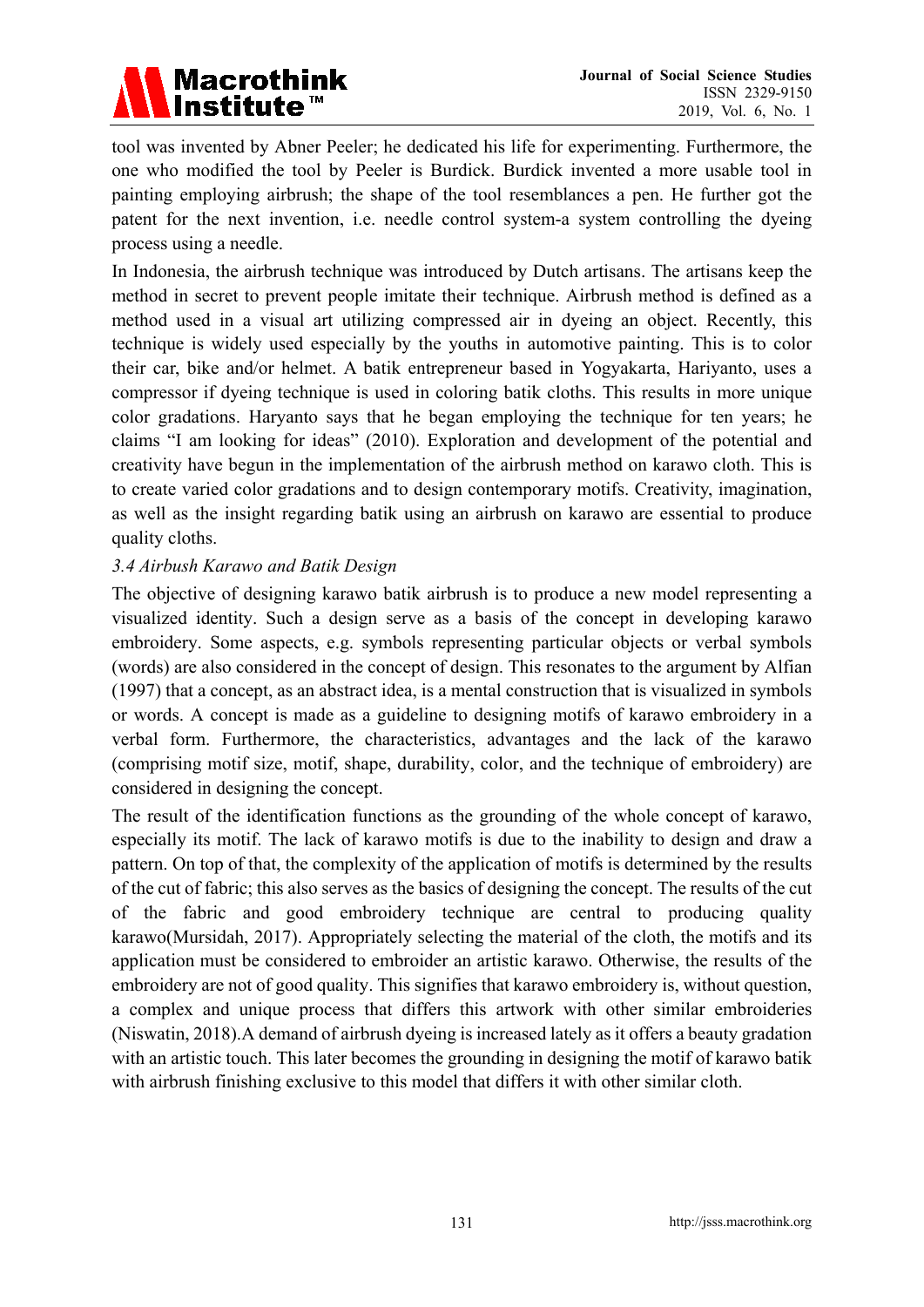tool was invented by Abner Peeler; he dedicated his life for experimenting. Furthermore, the one who modified the tool by Peeler is Burdick. Burdick invented a more usable tool in painting employing airbrush; the shape of the tool resemblances a pen. He further got the patent for the next invention, i.e. needle control system-a system controlling the dyeing process using a needle.

In Indonesia, the airbrush technique was introduced by Dutch artisans. The artisans keep the method in secret to prevent people imitate their technique. Airbrush method is defined as a method used in a visual art utilizing compressed air in dyeing an object. Recently, this technique is widely used especially by the youths in automotive painting. This is to color their car, bike and/or helmet. A batik entrepreneur based in Yogyakarta, Hariyanto, uses a compressor if dyeing technique is used in coloring batik cloths. This results in more unique color gradations. Haryanto says that he began employing the technique for ten years; he claims "I am looking for ideas" (2010). Exploration and development of the potential and creativity have begun in the implementation of the airbrush method on karawo cloth. This is to create varied color gradations and to design contemporary motifs. Creativity, imagination, as well as the insight regarding batik using an airbrush on karawo are essential to produce quality cloths.

### *3.4 Airbush Karawo and Batik Design*

The objective of designing karawo batik airbrush is to produce a new model representing a visualized identity. Such a design serve as a basis of the concept in developing karawo embroidery. Some aspects, e.g. symbols representing particular objects or verbal symbols (words) are also considered in the concept of design. This resonates to the argument by Alfian (1997) that a concept, as an abstract idea, is a mental construction that is visualized in symbols or words. A concept is made as a guideline to designing motifs of karawo embroidery in a verbal form. Furthermore, the characteristics, advantages and the lack of the karawo (comprising motif size, motif, shape, durability, color, and the technique of embroidery) are considered in designing the concept.

The result of the identification functions as the grounding of the whole concept of karawo, especially its motif. The lack of karawo motifs is due to the inability to design and draw a pattern. On top of that, the complexity of the application of motifs is determined by the results of the cut of fabric; this also serves as the basics of designing the concept. The results of the cut of the fabric and good embroidery technique are central to producing quality karawo(Mursidah, 2017). Appropriately selecting the material of the cloth, the motifs and its application must be considered to embroider an artistic karawo. Otherwise, the results of the embroidery are not of good quality. This signifies that karawo embroidery is, without question, a complex and unique process that differs this artwork with other similar embroideries (Niswatin, 2018).A demand of airbrush dyeing is increased lately as it offers a beauty gradation with an artistic touch. This later becomes the grounding in designing the motif of karawo batik with airbrush finishing exclusive to this model that differs it with other similar cloth.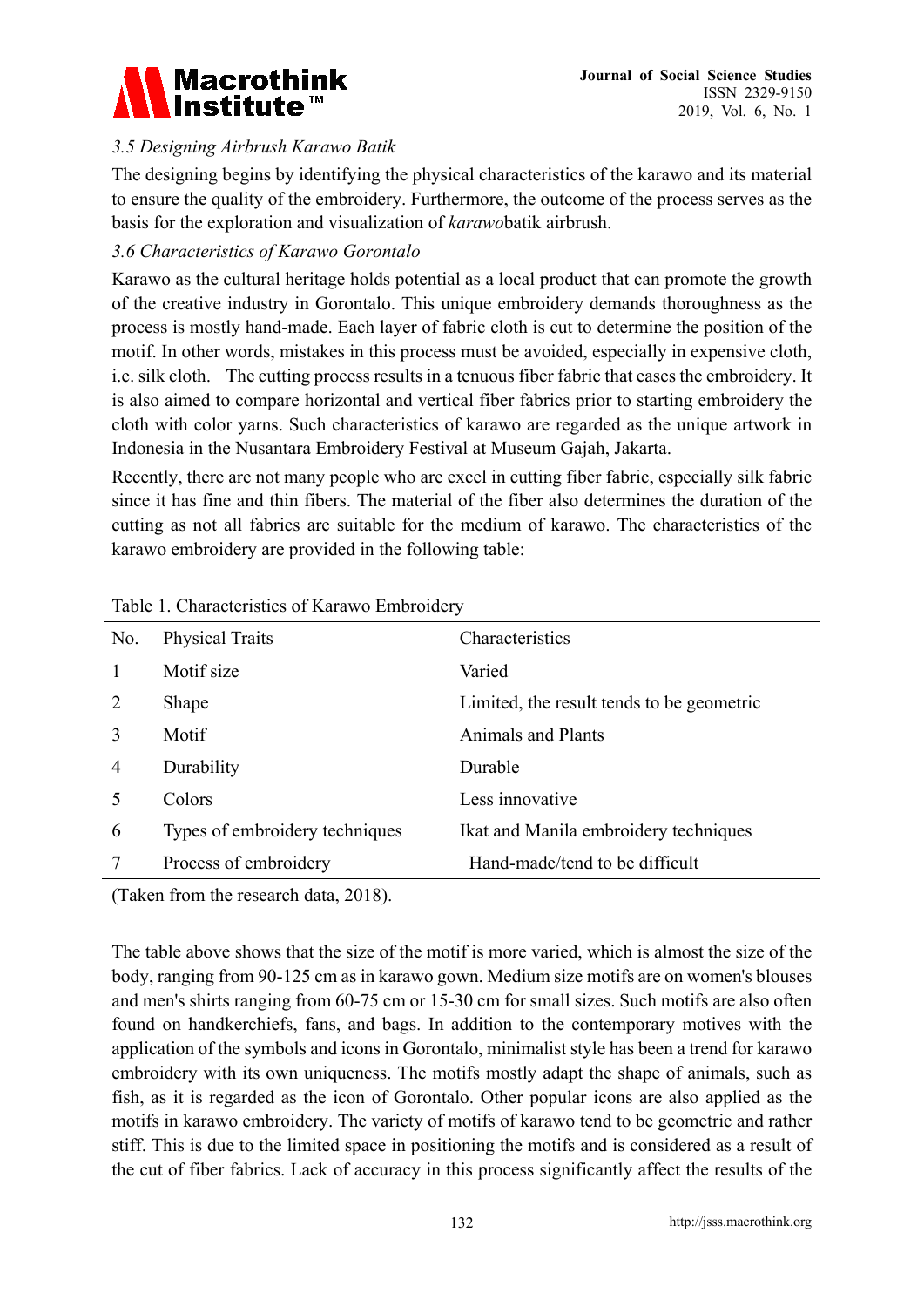### *3.5 Designing Airbrush Karawo Batik*

The designing begins by identifying the physical characteristics of the karawo and its material to ensure the quality of the embroidery. Furthermore, the outcome of the process serves as the basis for the exploration and visualization of *karawo*batik airbrush.

### *3.6 Characteristics of Karawo Gorontalo*

Karawo as the cultural heritage holds potential as a local product that can promote the growth of the creative industry in Gorontalo. This unique embroidery demands thoroughness as the process is mostly hand-made. Each layer of fabric cloth is cut to determine the position of the motif. In other words, mistakes in this process must be avoided, especially in expensive cloth, i.e. silk cloth. The cutting process results in a tenuous fiber fabric that eases the embroidery. It is also aimed to compare horizontal and vertical fiber fabrics prior to starting embroidery the cloth with color yarns. Such characteristics of karawo are regarded as the unique artwork in Indonesia in the Nusantara Embroidery Festival at Museum Gajah, Jakarta.

Recently, there are not many people who are excel in cutting fiber fabric, especially silk fabric since it has fine and thin fibers. The material of the fiber also determines the duration of the cutting as not all fabrics are suitable for the medium of karawo. The characteristics of the karawo embroidery are provided in the following table:

Table 1. Characteristics of Karawo Embroidery

| No. | Physical Traits | Characteristics |
|---|---|---|
| 1 | Motif size | Varied |
| 2 | Shape | Limited, the result tends to be geometric |
| 3 | Motif | Animals and Plants |
| 4 | Durability | Durable |
| 5 | Colors | Less innovative |
| 6 | Types of embroidery techniques | Ikat and Manila embroidery techniques |
| 7 | Process of embroidery | Hand-made/tend to be difficult |

(Taken from the research data, 2018).

The table above shows that the size of the motif is more varied, which is almost the size of the body, ranging from 90-125 cm as in karawo gown. Medium size motifs are on women's blouses and men's shirts ranging from 60-75 cm or 15-30 cm for small sizes. Such motifs are also often found on handkerchiefs, fans, and bags. In addition to the contemporary motives with the application of the symbols and icons in Gorontalo, minimalist style has been a trend for karawo embroidery with its own uniqueness. The motifs mostly adapt the shape of animals, such as fish, as it is regarded as the icon of Gorontalo. Other popular icons are also applied as the motifs in karawo embroidery. The variety of motifs of karawo tend to be geometric and rather stiff. This is due to the limited space in positioning the motifs and is considered as a result of the cut of fiber fabrics. Lack of accuracy in this process significantly affect the results of the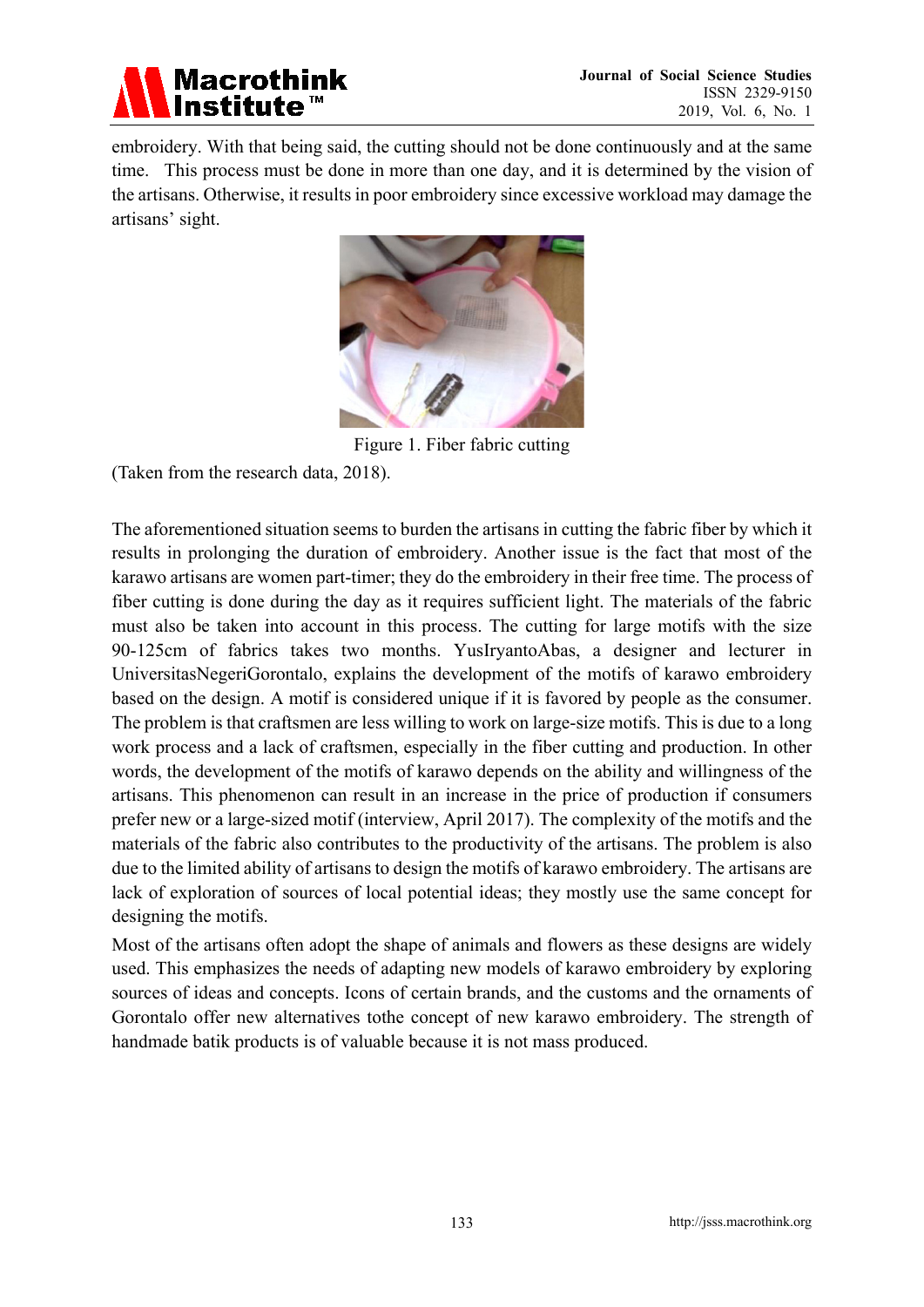embroidery. With that being said, the cutting should not be done continuously and at the same time. This process must be done in more than one day, and it is determined by the vision of the artisans. Otherwise, it results in poor embroidery since excessive workload may damage the artisans' sight.

Figure 1. Fiber fabric cutting

(Taken from the research data, 2018).

The aforementioned situation seems to burden the artisans in cutting the fabric fiber by which it results in prolonging the duration of embroidery. Another issue is the fact that most of the karawo artisans are women part-timer; they do the embroidery in their free time. The process of fiber cutting is done during the day as it requires sufficient light. The materials of the fabric must also be taken into account in this process. The cutting for large motifs with the size 90-125cm of fabrics takes two months. YusIryantoAbas, a designer and lecturer in UniversitasNegeriGorontalo, explains the development of the motifs of karawo embroidery based on the design. A motif is considered unique if it is favored by people as the consumer. The problem is that craftsmen are less willing to work on large-size motifs. This is due to a long work process and a lack of craftsmen, especially in the fiber cutting and production. In other words, the development of the motifs of karawo depends on the ability and willingness of the artisans. This phenomenon can result in an increase in the price of production if consumers prefer new or a large-sized motif (interview, April 2017). The complexity of the motifs and the materials of the fabric also contributes to the productivity of the artisans. The problem is also due to the limited ability of artisans to design the motifs of karawo embroidery. The artisans are lack of exploration of sources of local potential ideas; they mostly use the same concept for designing the motifs.

Most of the artisans often adopt the shape of animals and flowers as these designs are widely used. This emphasizes the needs of adapting new models of karawo embroidery by exploring sources of ideas and concepts. Icons of certain brands, and the customs and the ornaments of Gorontalo offer new alternatives tothe concept of new karawo embroidery. The strength of handmade batik products is of valuable because it is not mass produced.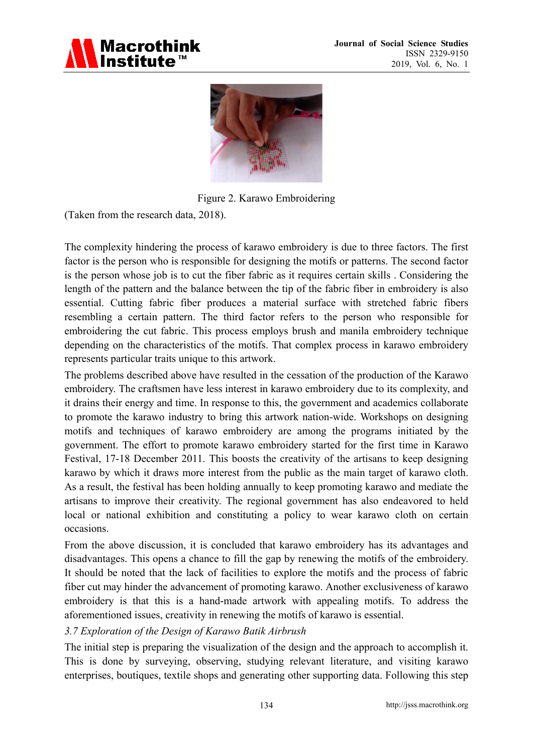Figure 2. Karawo Embroidering

(Taken from the research data, 2018).

The complexity hindering the process of karawo embroidery is due to three factors. The first factor is the person who is responsible for designing the motifs or patterns. The second factor is the person whose job is to cut the fiber fabric as it requires certain skills . Considering the length of the pattern and the balance between the tip of the fabric fiber in embroidery is also essential. Cutting fabric fiber produces a material surface with stretched fabric fibers resembling a certain pattern. The third factor refers to the person who responsible for embroidering the cut fabric. This process employs brush and manila embroidery technique depending on the characteristics of the motifs. That complex process in karawo embroidery represents particular traits unique to this artwork.

The problems described above have resulted in the cessation of the production of the Karawo embroidery. The craftsmen have less interest in karawo embroidery due to its complexity, and it drains their energy and time. In response to this, the government and academics collaborate to promote the karawo industry to bring this artwork nation-wide. Workshops on designing motifs and techniques of karawo embroidery are among the programs initiated by the government. The effort to promote karawo embroidery started for the first time in Karawo Festival, 17-18 December 2011. This boosts the creativity of the artisans to keep designing karawo by which it draws more interest from the public as the main target of karawo cloth. As a result, the festival has been holding annually to keep promoting karawo and mediate the artisans to improve their creativity. The regional government has also endeavored to held local or national exhibition and constituting a policy to wear karawo cloth on certain occasions.

From the above discussion, it is concluded that karawo embroidery has its advantages and disadvantages. This opens a chance to fill the gap by renewing the motifs of the embroidery. It should be noted that the lack of facilities to explore the motifs and the process of fabric fiber cut may hinder the advancement of promoting karawo. Another exclusiveness of karawo embroidery is that this is a hand-made artwork with appealing motifs. To address the aforementioned issues, creativity in renewing the motifs of karawo is essential.

### *3.7 Exploration of the Design of Karawo Batik Airbrush*

The initial step is preparing the visualization of the design and the approach to accomplish it. This is done by surveying, observing, studying relevant literature, and visiting karawo enterprises, boutiques, textile shops and generating other supporting data. Following this step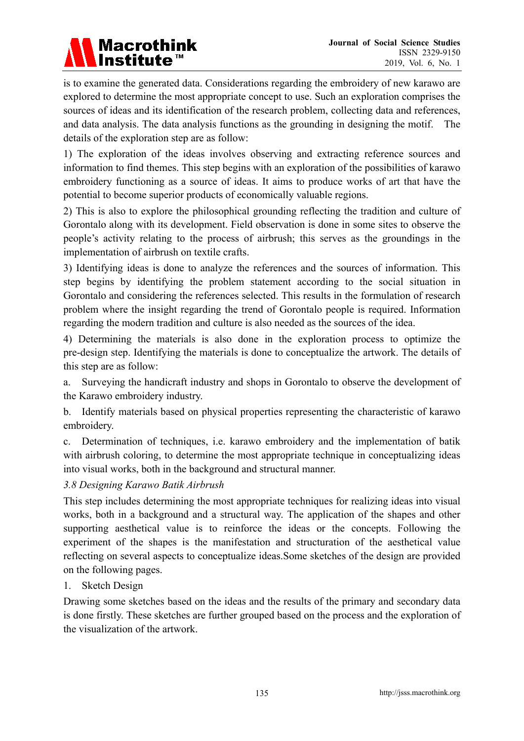is to examine the generated data. Considerations regarding the embroidery of new karawo are explored to determine the most appropriate concept to use. Such an exploration comprises the sources of ideas and its identification of the research problem, collecting data and references, and data analysis. The data analysis functions as the grounding in designing the motif. The details of the exploration step are as follow:

1) The exploration of the ideas involves observing and extracting reference sources and information to find themes. This step begins with an exploration of the possibilities of karawo embroidery functioning as a source of ideas. It aims to produce works of art that have the potential to become superior products of economically valuable regions.

2) This is also to explore the philosophical grounding reflecting the tradition and culture of Gorontalo along with its development. Field observation is done in some sites to observe the people's activity relating to the process of airbrush; this serves as the groundings in the implementation of airbrush on textile crafts.

3) Identifying ideas is done to analyze the references and the sources of information. This step begins by identifying the problem statement according to the social situation in Gorontalo and considering the references selected. This results in the formulation of research problem where the insight regarding the trend of Gorontalo people is required. Information regarding the modern tradition and culture is also needed as the sources of the idea.

4) Determining the materials is also done in the exploration process to optimize the pre-design step. Identifying the materials is done to conceptualize the artwork. The details of this step are as follow:

a. Surveying the handicraft industry and shops in Gorontalo to observe the development of the Karawo embroidery industry.

b. Identify materials based on physical properties representing the characteristic of karawo embroidery.

c. Determination of techniques, i.e. karawo embroidery and the implementation of batik with airbrush coloring, to determine the most appropriate technique in conceptualizing ideas into visual works, both in the background and structural manner.

### *3.8 Designing Karawo Batik Airbrush*

This step includes determining the most appropriate techniques for realizing ideas into visual works, both in a background and a structural way. The application of the shapes and other supporting aesthetical value is to reinforce the ideas or the concepts. Following the experiment of the shapes is the manifestation and structuration of the aesthetical value reflecting on several aspects to conceptualize ideas.Some sketches of the design are provided on the following pages.

1. Sketch Design

Drawing some sketches based on the ideas and the results of the primary and secondary data is done firstly. These sketches are further grouped based on the process and the exploration of the visualization of the artwork.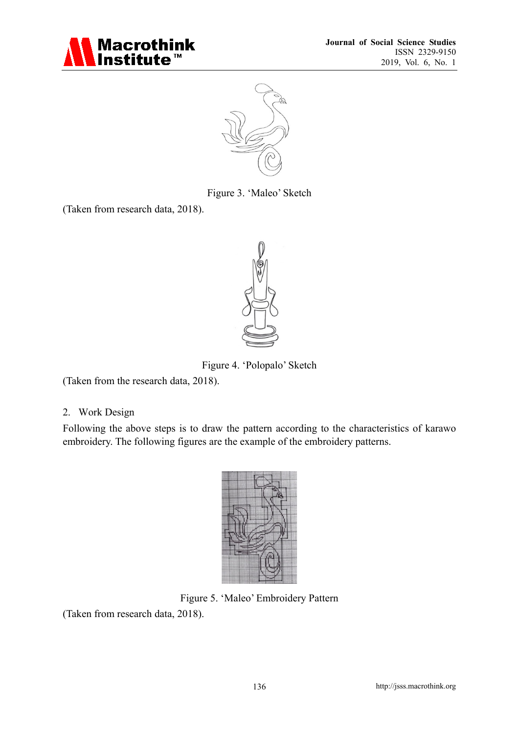Figure 3. 'Maleo' Sketch

(Taken from research data, 2018).

Figure 4. 'Polopalo' Sketch

(Taken from the research data, 2018).

2. Work Design

Following the above steps is to draw the pattern according to the characteristics of karawo embroidery. The following figures are the example of the embroidery patterns.

Figure 5. 'Maleo' Embroidery Pattern

(Taken from research data, 2018).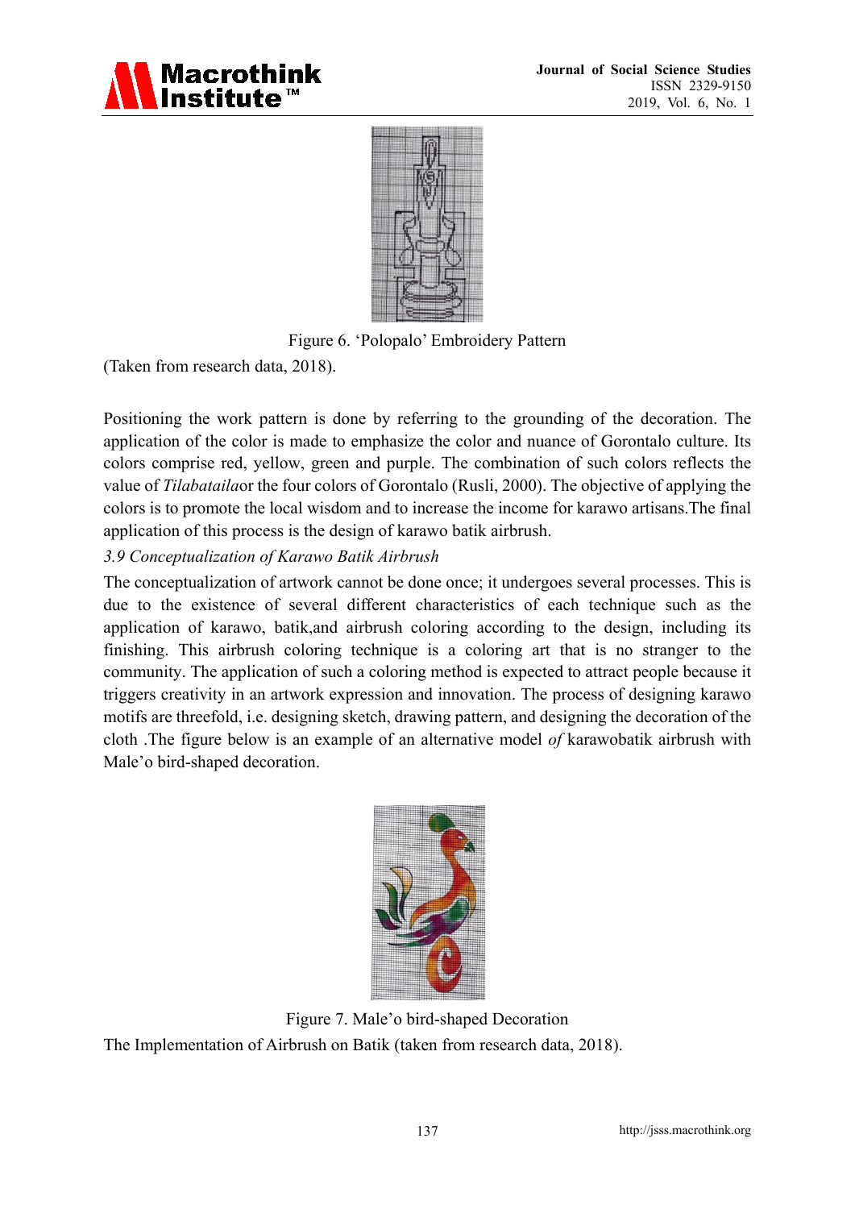Figure 6. 'Polopalo' Embroidery Pattern

(Taken from research data, 2018).

Positioning the work pattern is done by referring to the grounding of the decoration. The application of the color is made to emphasize the color and nuance of Gorontalo culture. Its colors comprise red, yellow, green and purple. The combination of such colors reflects the value of *Tilabataila*or the four colors of Gorontalo (Rusli, 2000). The objective of applying the colors is to promote the local wisdom and to increase the income for karawo artisans.The final application of this process is the design of karawo batik airbrush.

*3.9 Conceptualization of Karawo Batik Airbrush*

The conceptualization of artwork cannot be done once; it undergoes several processes. This is due to the existence of several different characteristics of each technique such as the application of karawo, batik,and airbrush coloring according to the design, including its finishing. This airbrush coloring technique is a coloring art that is no stranger to the community. The application of such a coloring method is expected to attract people because it triggers creativity in an artwork expression and innovation. The process of designing karawo motifs are threefold, i.e. designing sketch, drawing pattern, and designing the decoration of the cloth .The figure below is an example of an alternative model *of* karawobatik airbrush with Male'o bird-shaped decoration.

Figure 7. Male'o bird-shaped Decoration

The Implementation of Airbrush on Batik (taken from research data, 2018).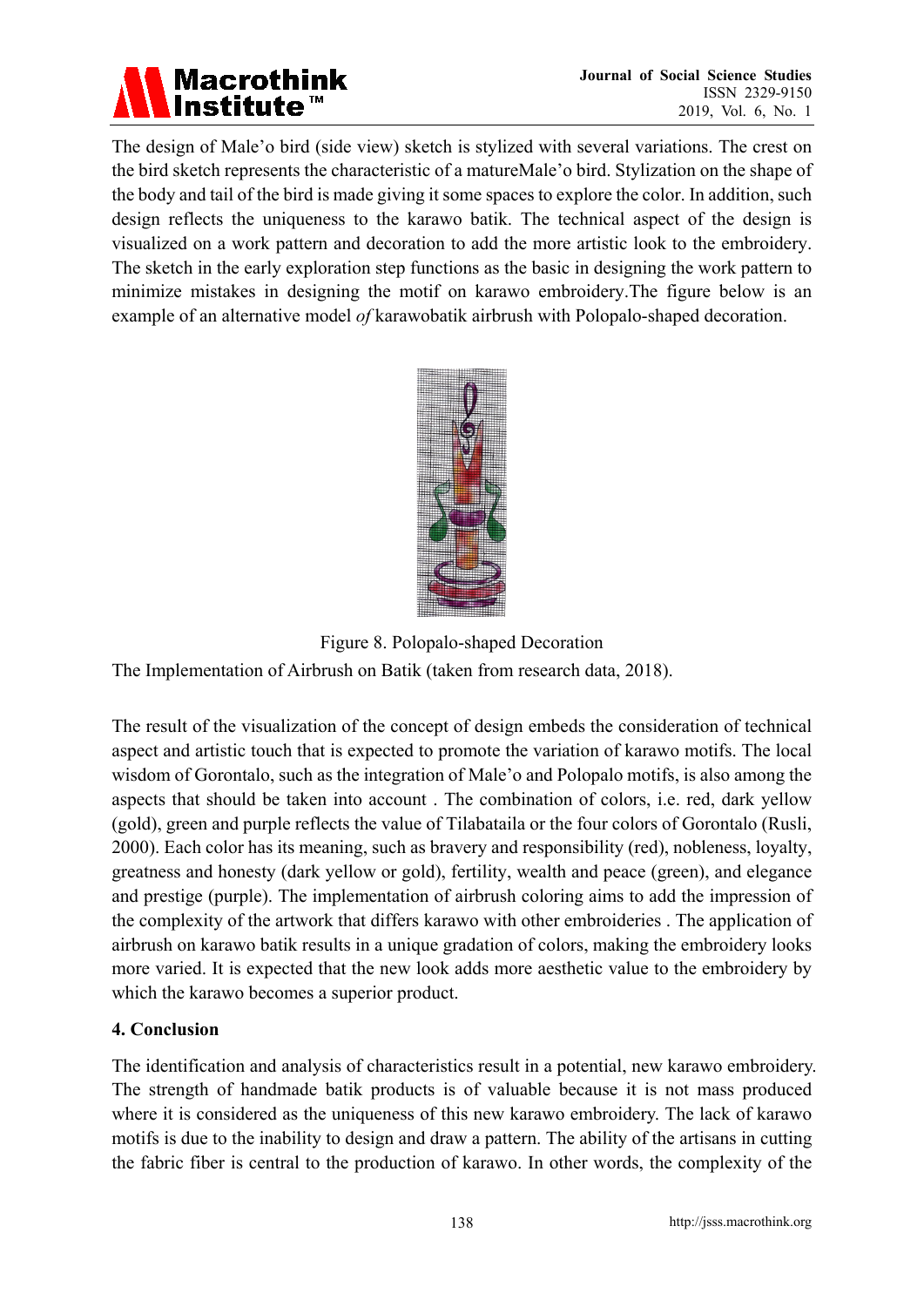The design of Male'o bird (side view) sketch is stylized with several variations. The crest on the bird sketch represents the characteristic of a matureMale'o bird. Stylization on the shape of the body and tail of the bird is made giving it some spaces to explore the color. In addition, such design reflects the uniqueness to the karawo batik. The technical aspect of the design is visualized on a work pattern and decoration to add the more artistic look to the embroidery. The sketch in the early exploration step functions as the basic in designing the work pattern to minimize mistakes in designing the motif on karawo embroidery.The figure below is an example of an alternative model *of* karawobatik airbrush with Polopalo-shaped decoration.

Figure 8. Polopalo-shaped Decoration

The Implementation of Airbrush on Batik (taken from research data, 2018).

The result of the visualization of the concept of design embeds the consideration of technical aspect and artistic touch that is expected to promote the variation of karawo motifs. The local wisdom of Gorontalo, such as the integration of Male'o and Polopalo motifs, is also among the aspects that should be taken into account . The combination of colors, i.e. red, dark yellow (gold), green and purple reflects the value of Tilabataila or the four colors of Gorontalo (Rusli, 2000). Each color has its meaning, such as bravery and responsibility (red), nobleness, loyalty, greatness and honesty (dark yellow or gold), fertility, wealth and peace (green), and elegance and prestige (purple). The implementation of airbrush coloring aims to add the impression of the complexity of the artwork that differs karawo with other embroideries . The application of airbrush on karawo batik results in a unique gradation of colors, making the embroidery looks more varied. It is expected that the new look adds more aesthetic value to the embroidery by which the karawo becomes a superior product.

## 4. Conclusion

The identification and analysis of characteristics result in a potential, new karawo embroidery. The strength of handmade batik products is of valuable because it is not mass produced where it is considered as the uniqueness of this new karawo embroidery. The lack of karawo motifs is due to the inability to design and draw a pattern. The ability of the artisans in cutting the fabric fiber is central to the production of karawo. In other words, the complexity of the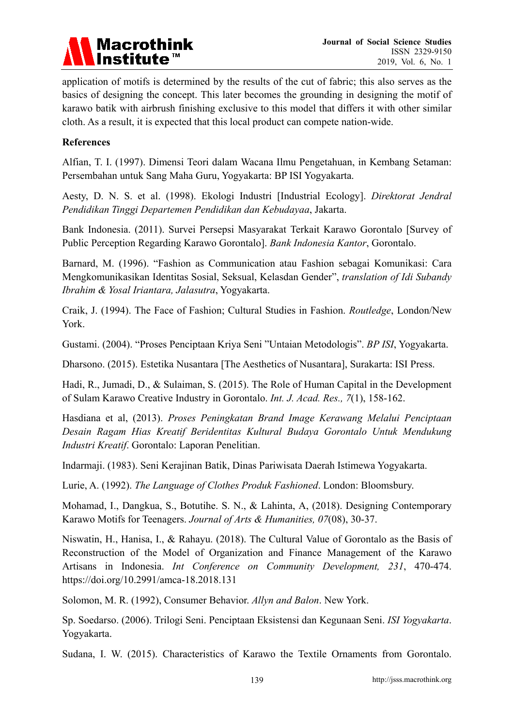application of motifs is determined by the results of the cut of fabric; this also serves as the basics of designing the concept. This later becomes the grounding in designing the motif of karawo batik with airbrush finishing exclusive to this model that differs it with other similar cloth. As a result, it is expected that this local product can compete nation-wide.

## References

Alfian, T. I. (1997). Dimensi Teori dalam Wacana Ilmu Pengetahuan, in Kembang Setaman: Persembahan untuk Sang Maha Guru, Yogyakarta: BP ISI Yogyakarta.

Aesty, D. N. S. et al. (1998). Ekologi Industri [Industrial Ecology]. *Direktorat Jendral Pendidikan Tinggi Departemen Pendidikan dan Kebudayaa*, Jakarta.

Bank Indonesia. (2011). Survei Persepsi Masyarakat Terkait Karawo Gorontalo [Survey of Public Perception Regarding Karawo Gorontalo]. *Bank Indonesia Kantor*, Gorontalo.

Barnard, M. (1996). "Fashion as Communication atau Fashion sebagai Komunikasi: Cara Mengkomunikasikan Identitas Sosial, Seksual, Kelasdan Gender", *translation of Idi Subandy Ibrahim & Yosal Iriantara, Jalasutra*, Yogyakarta.

Craik, J. (1994). The Face of Fashion; Cultural Studies in Fashion. *Routledge*, London/New York.

Gustami. (2004). "Proses Penciptaan Kriya Seni "Untaian Metodologis". *BP ISI*, Yogyakarta.

Dharsono. (2015). Estetika Nusantara [The Aesthetics of Nusantara], Surakarta: ISI Press.

Hadi, R., Jumadi, D., & Sulaiman, S. (2015). The Role of Human Capital in the Development of Sulam Karawo Creative Industry in Gorontalo. *Int. J. Acad. Res., 7*(1), 158-162.

Hasdiana et al, (2013). *Proses Peningkatan Brand Image Kerawang Melalui Penciptaan Desain Ragam Hias Kreatif Beridentitas Kultural Budaya Gorontalo Untuk Mendukung Industri Kreatif*. Gorontalo: Laporan Penelitian.

Indarmaji. (1983). Seni Kerajinan Batik, Dinas Pariwisata Daerah Istimewa Yogyakarta.

Lurie, A. (1992). *The Language of Clothes Produk Fashioned*. London: Bloomsbury.

Mohamad, I., Dangkua, S., Botutihe. S. N., & Lahinta, A, (2018). Designing Contemporary Karawo Motifs for Teenagers. *Journal of Arts & Humanities, 07*(08), 30-37.

Niswatin, H., Hanisa, I., & Rahayu. (2018). The Cultural Value of Gorontalo as the Basis of Reconstruction of the Model of Organization and Finance Management of the Karawo Artisans in Indonesia. *Int Conference on Community Development, 231*, 470-474. https://doi.org/10.2991/amca-18.2018.131

Solomon, M. R. (1992), Consumer Behavior. *Allyn and Balon*. New York.

Sp. Soedarso. (2006). Trilogi Seni. Penciptaan Eksistensi dan Kegunaan Seni. *ISI Yogyakarta*. Yogyakarta.

Sudana, I. W. (2015). Characteristics of Karawo the Textile Ornaments from Gorontalo.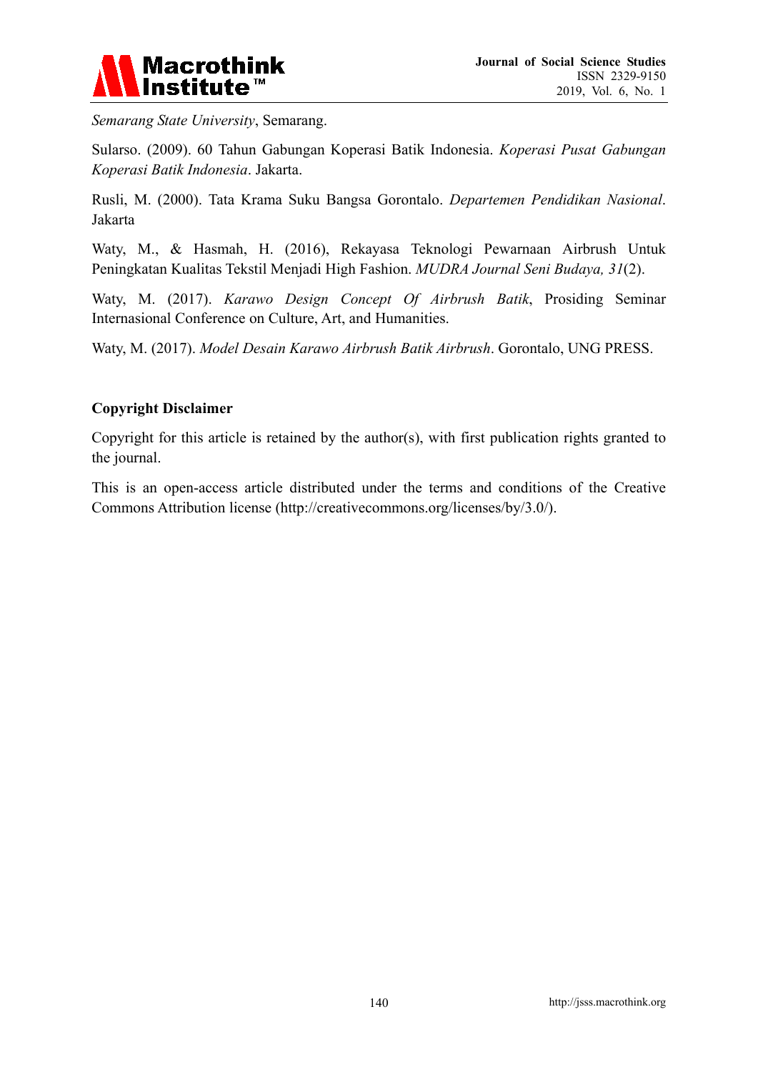*Semarang State University*, Semarang.

Sularso. (2009). 60 Tahun Gabungan Koperasi Batik Indonesia. *Koperasi Pusat Gabungan Koperasi Batik Indonesia*. Jakarta.

Rusli, M. (2000). Tata Krama Suku Bangsa Gorontalo. *Departemen Pendidikan Nasional*. Jakarta

Waty, M., & Hasmah, H. (2016), Rekayasa Teknologi Pewarnaan Airbrush Untuk Peningkatan Kualitas Tekstil Menjadi High Fashion. *MUDRA Journal Seni Budaya, 31*(2).

Waty, M. (2017). *Karawo Design Concept Of Airbrush Batik*, Prosiding Seminar Internasional Conference on Culture, Art, and Humanities.

Waty, M. (2017). *Model Desain Karawo Airbrush Batik Airbrush*. Gorontalo, UNG PRESS.

## Copyright Disclaimer

Copyright for this article is retained by the author(s), with first publication rights granted to the journal.

This is an open-access article distributed under the terms and conditions of the Creative Commons Attribution license (http://creativecommons.org/licenses/by/3.0/).